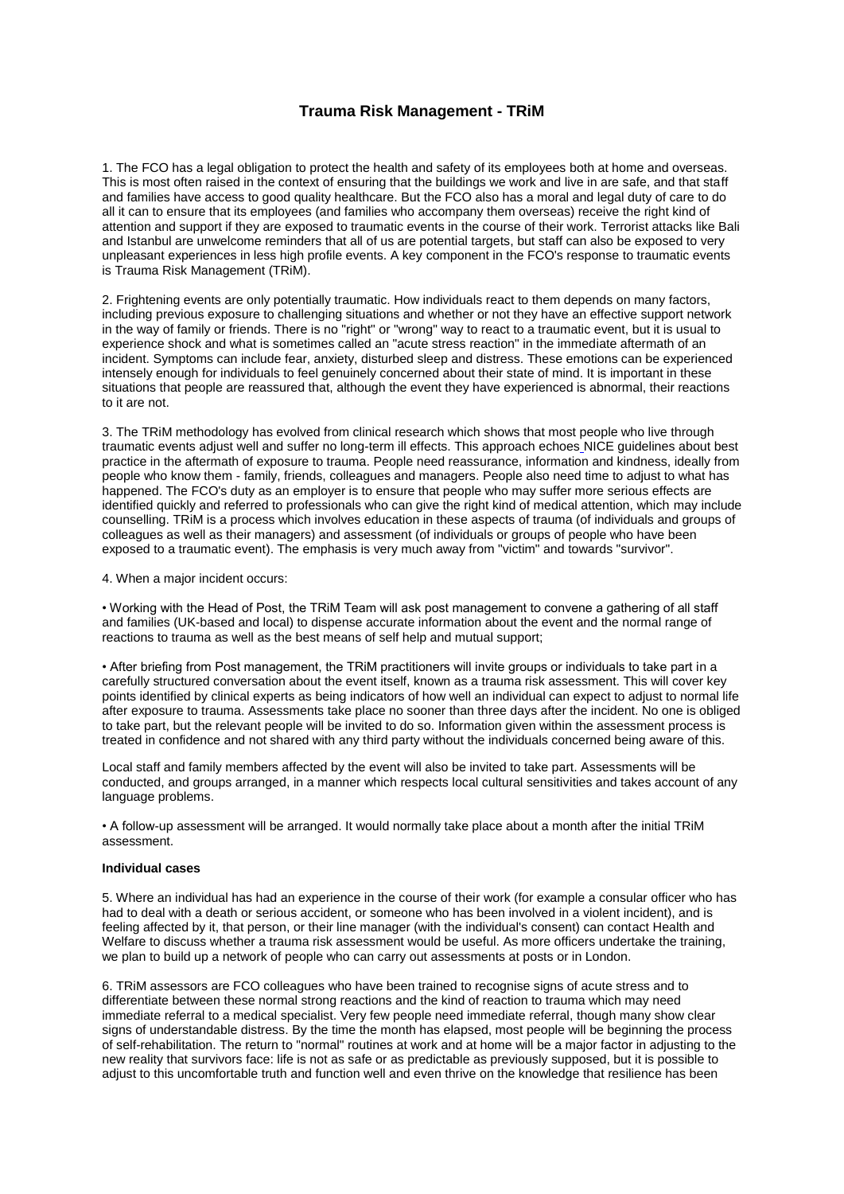# Trauma Risk Management - TRiM

1. The FCO has a legal obligation to protect the health and safety of its employees both at home and overseas. This is most often raised in the context of ensuring that the buildings we work and live in are safe, and that staff and families have access to good quality healthcare. But the FCO also has a moral and legal duty of care to do all it can to ensure that its employees (and families who accompany them overseas) receive the right kind of attention and support if they are exposed to traumatic events in the course of their work. Terrorist attacks like Bali and Istanbul are unwelcome reminders that all of us are potential targets, but staff can also be exposed to very unpleasant experiences in less high profile events. A key component in the FCO's response to traumatic events is Trauma Risk Management (TRiM).

2. Frightening events are only potentially traumatic. How individuals react to them depends on many factors, including previous exposure to challenging situations and whether or not they have an effective support network in the way of family or friends. There is no "right" or "wrong" way to react to a traumatic event, but it is usual to experience shock and what is sometimes called an "acute stress reaction" in the immediate aftermath of an incident. Symptoms can include fear, anxiety, disturbed sleep and distress. These emotions can be experienced intensely enough for individuals to feel genuinely concerned about their state of mind. It is important in these situations that people are reassured that, although the event they have experienced is abnormal, their reactions to it are not.

3. The TRiM methodology has evolved from clinical research which shows that most people who live through traumatic events adjust well and suffer no long-term ill effects. This approach echoes NICE guidelines about best practice in the aftermath of exposure to trauma. People need reassurance, information and kindness, ideally from people who know them - family, friends, colleagues and managers. People also need time to adjust to what has happened. The FCO's duty as an employer is to ensure that people who may suffer more serious effects are identified quickly and referred to professionals who can give the right kind of medical attention, which may include counselling. TRiM is a process which involves education in these aspects of trauma (of individuals and groups of colleagues as well as their managers) and assessment (of individuals or groups of people who have been exposed to a traumatic event). The emphasis is very much away from "victim" and towards "survivor".

4. When a major incident occurs:

- Working with the Head of Post, the TRiM Team will ask post management to convene a gathering of all staff and families (UK-based and local) to dispense accurate information about the event and the normal range of reactions to trauma as well as the best means of self help and mutual support;

- After briefing from Post management, the TRiM practitioners will invite groups or individuals to take part in a carefully structured conversation about the event itself, known as a trauma risk assessment. This will cover key points identified by clinical experts as being indicators of how well an individual can expect to adjust to normal life after exposure to trauma. Assessments take place no sooner than three days after the incident. No one is obliged to take part, but the relevant people will be invited to do so. Information given within the assessment process is treated in confidence and not shared with any third party without the individuals concerned being aware of this.

  Local staff and family members affected by the event will also be invited to take part. Assessments will be conducted, and groups arranged, in a manner which respects local cultural sensitivities and takes account of any language problems.

- A follow-up assessment will be arranged. It would normally take place about a month after the initial TRiM assessment.

**Individual cases**

5. Where an individual has had an experience in the course of their work (for example a consular officer who has had to deal with a death or serious accident, or someone who has been involved in a violent incident), and is feeling affected by it, that person, or their line manager (with the individual's consent) can contact Health and Welfare to discuss whether a trauma risk assessment would be useful. As more officers undertake the training, we plan to build up a network of people who can carry out assessments at posts or in London.

6. TRiM assessors are FCO colleagues who have been trained to recognise signs of acute stress and to differentiate between these normal strong reactions and the kind of reaction to trauma which may need immediate referral to a medical specialist. Very few people need immediate referral, though many show clear signs of understandable distress. By the time the month has elapsed, most people will be beginning the process of self-rehabilitation. The return to "normal" routines at work and at home will be a major factor in adjusting to the new reality that survivors face: life is not as safe or as predictable as previously supposed, but it is possible to adjust to this uncomfortable truth and function well and even thrive on the knowledge that resilience has been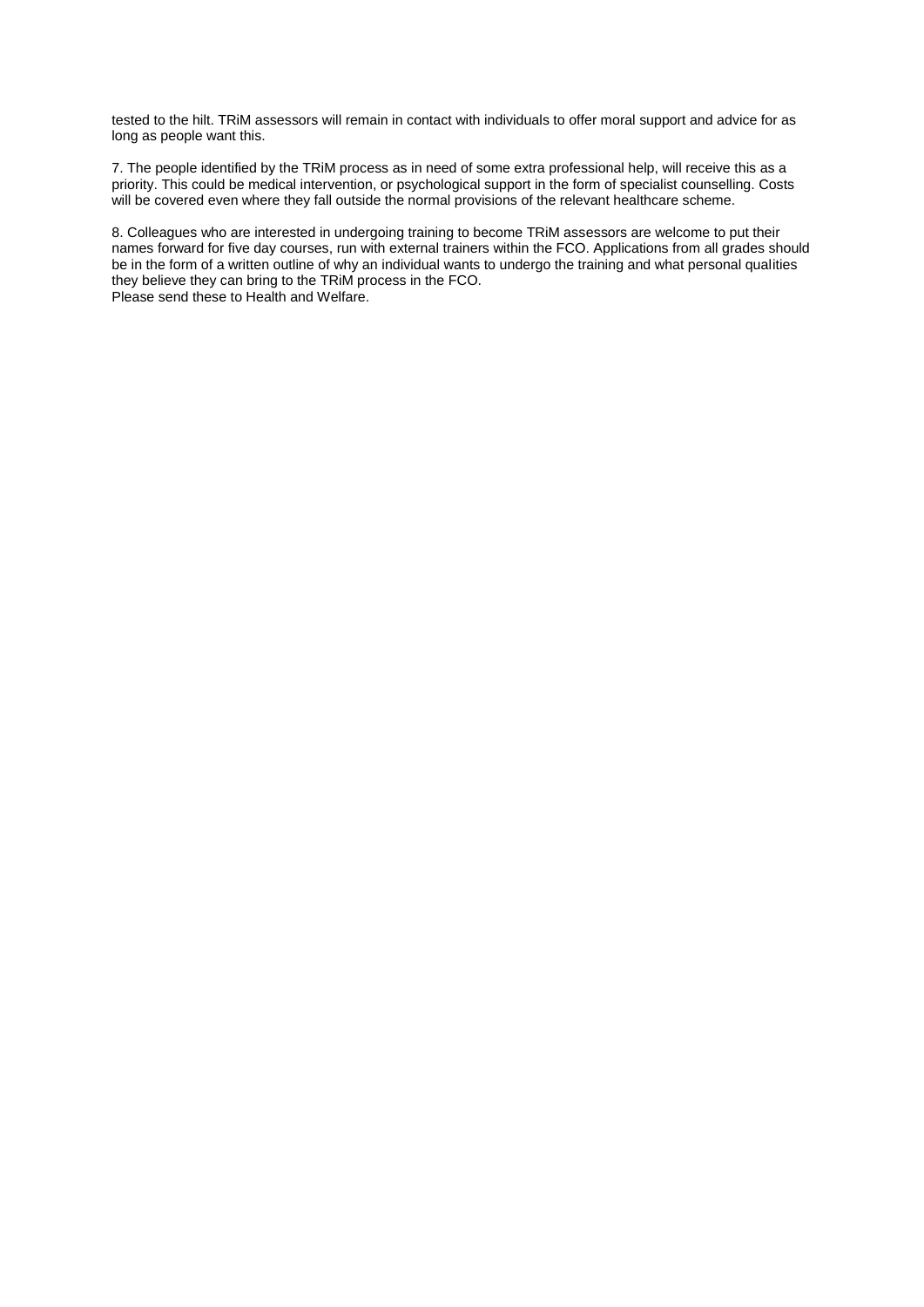tested to the hilt. TRiM assessors will remain in contact with individuals to offer moral support and advice for as long as people want this.

7. The people identified by the TRiM process as in need of some extra professional help, will receive this as a priority. This could be medical intervention, or psychological support in the form of specialist counselling. Costs will be covered even where they fall outside the normal provisions of the relevant healthcare scheme.

8. Colleagues who are interested in undergoing training to become TRiM assessors are welcome to put their names forward for five day courses, run with external trainers within the FCO. Applications from all grades should be in the form of a written outline of why an individual wants to undergo the training and what personal qualities they believe they can bring to the TRiM process in the FCO.
Please send these to Health and Welfare.